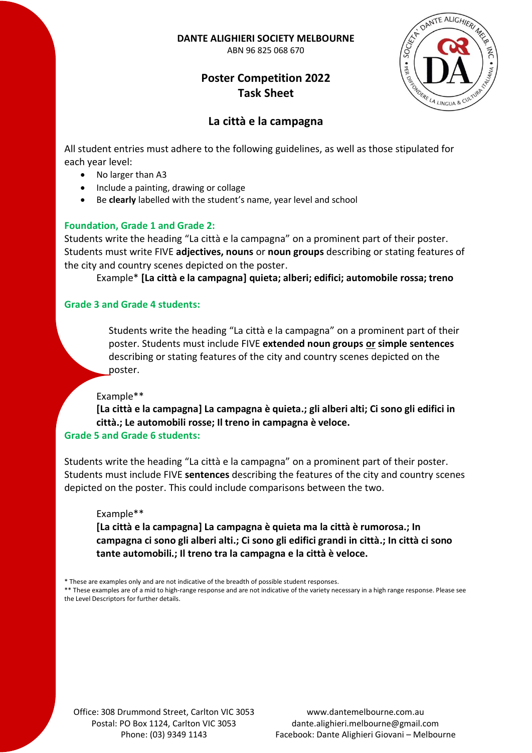**DANTE ALIGHIERI SOCIETY MELBOURNE**
ABN 96 825 068 670

# Poster Competition 2022
# Task Sheet

## La città e la campagna

All student entries must adhere to the following guidelines, as well as those stipulated for each year level:

- No larger than A3
- Include a painting, drawing or collage
- Be **clearly** labelled with the student's name, year level and school

### Foundation, Grade 1 and Grade 2:

Students write the heading "La città e la campagna" on a prominent part of their poster. Students must write FIVE **adjectives, nouns** or **noun groups** describing or stating features of the city and country scenes depicted on the poster.

Example* **[La città e la campagna] quieta; alberi; edifici; automobile rossa; treno**

### Grade 3 and Grade 4 students:

Students write the heading "La città e la campagna" on a prominent part of their poster. Students must include FIVE **extended noun groups or simple sentences** describing or stating features of the city and country scenes depicted on the poster.

Example**
**[La città e la campagna] La campagna è quieta.; gli alberi alti; Ci sono gli edifici in città.; Le automobili rosse; Il treno in campagna è veloce.**

### Grade 5 and Grade 6 students:

Students write the heading "La città e la campagna" on a prominent part of their poster. Students must include FIVE **sentences** describing the features of the city and country scenes depicted on the poster. This could include comparisons between the two.

Example**
**[La città e la campagna] La campagna è quieta ma la città è rumorosa.; In campagna ci sono gli alberi alti.; Ci sono gli edifici grandi in città.; In città ci sono tante automobili.; Il treno tra la campagna e la città è veloce.**

* These are examples only and are not indicative of the breadth of possible student responses.
** These examples are of a mid to high-range response and are not indicative of the variety necessary in a high range response. Please see the Level Descriptors for further details.

Office: 308 Drummond Street, Carlton VIC 3053
Postal: PO Box 1124, Carlton VIC 3053
Phone: (03) 9349 1143

www.dantemelbourne.com.au
dante.alighieri.melbourne@gmail.com
Facebook: Dante Alighieri Giovani – Melbourne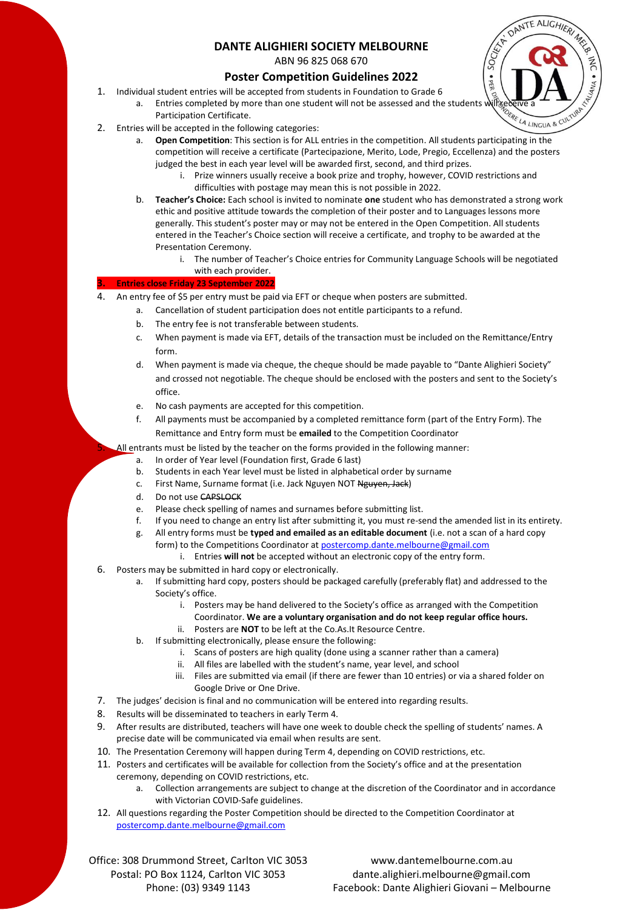## DANTE ALIGHIERI SOCIETY MELBOURNE

ABN 96 825 068 670

## Poster Competition Guidelines 2022

1. Individual student entries will be accepted from students in Foundation to Grade 6
    a. Entries completed by more than one student will not be assessed and the students will receive a Participation Certificate.
2. Entries will be accepted in the following categories:
    a. **Open Competition**: This section is for ALL entries in the competition. All students participating in the competition will receive a certificate (Partecipazione, Merito, Lode, Pregio, Eccellenza) and the posters judged the best in each year level will be awarded first, second, and third prizes.
        i. Prize winners usually receive a book prize and trophy, however, COVID restrictions and difficulties with postage may mean this is not possible in 2022.
    b. **Teacher's Choice:** Each school is invited to nominate **one** student who has demonstrated a strong work ethic and positive attitude towards the completion of their poster and to Languages lessons more generally. This student's poster may or may not be entered in the Open Competition. All students entered in the Teacher's Choice section will receive a certificate, and trophy to be awarded at the Presentation Ceremony.
        i. The number of Teacher's Choice entries for Community Language Schools will be negotiated with each provider.
3. **Entries close Friday 23 September 2022**
4. An entry fee of $5 per entry must be paid via EFT or cheque when posters are submitted.
    a. Cancellation of student participation does not entitle participants to a refund.
    b. The entry fee is not transferable between students.
    c. When payment is made via EFT, details of the transaction must be included on the Remittance/Entry form.
    d. When payment is made via cheque, the cheque should be made payable to "Dante Alighieri Society" and crossed not negotiable. The cheque should be enclosed with the posters and sent to the Society's office.
    e. No cash payments are accepted for this competition.
    f. All payments must be accompanied by a completed remittance form (part of the Entry Form). The Remittance and Entry form must be **emailed** to the Competition Coordinator
5. All entrants must be listed by the teacher on the forms provided in the following manner:
    a. In order of Year level (Foundation first, Grade 6 last)
    b. Students in each Year level must be listed in alphabetical order by surname
    c. First Name, Surname format (i.e. Jack Nguyen NOT ~~Nguyen, Jack~~)
    d. Do not use ~~CAPSLOCK~~
    e. Please check spelling of names and surnames before submitting list.
    f. If you need to change an entry list after submitting it, you must re-send the amended list in its entirety.
    g. All entry forms must be **typed and emailed as an editable document** (i.e. not a scan of a hard copy form) to the Competitions Coordinator at postercomp.dante.melbourne@gmail.com
        i. Entries **will not** be accepted without an electronic copy of the entry form.
6. Posters may be submitted in hard copy or electronically.
    a. If submitting hard copy, posters should be packaged carefully (preferably flat) and addressed to the Society's office.
        i. Posters may be hand delivered to the Society's office as arranged with the Competition Coordinator. **We are a voluntary organisation and do not keep regular office hours.**
        ii. Posters are **NOT** to be left at the Co.As.It Resource Centre.
    b. If submitting electronically, please ensure the following:
        i. Scans of posters are high quality (done using a scanner rather than a camera)
        ii. All files are labelled with the student's name, year level, and school
        iii. Files are submitted via email (if there are fewer than 10 entries) or via a shared folder on Google Drive or One Drive.
7. The judges' decision is final and no communication will be entered into regarding results.
8. Results will be disseminated to teachers in early Term 4.
9. After results are distributed, teachers will have one week to double check the spelling of students' names. A precise date will be communicated via email when results are sent.
10. The Presentation Ceremony will happen during Term 4, depending on COVID restrictions, etc.
11. Posters and certificates will be available for collection from the Society's office and at the presentation ceremony, depending on COVID restrictions, etc.
    a. Collection arrangements are subject to change at the discretion of the Coordinator and in accordance with Victorian COVID-Safe guidelines.
12. All questions regarding the Poster Competition should be directed to the Competition Coordinator at postercomp.dante.melbourne@gmail.com

Office: 308 Drummond Street, Carlton VIC 3053
Postal: PO Box 1124, Carlton VIC 3053
Phone: (03) 9349 1143

www.dantemelbourne.com.au
dante.alighieri.melbourne@gmail.com
Facebook: Dante Alighieri Giovani – Melbourne